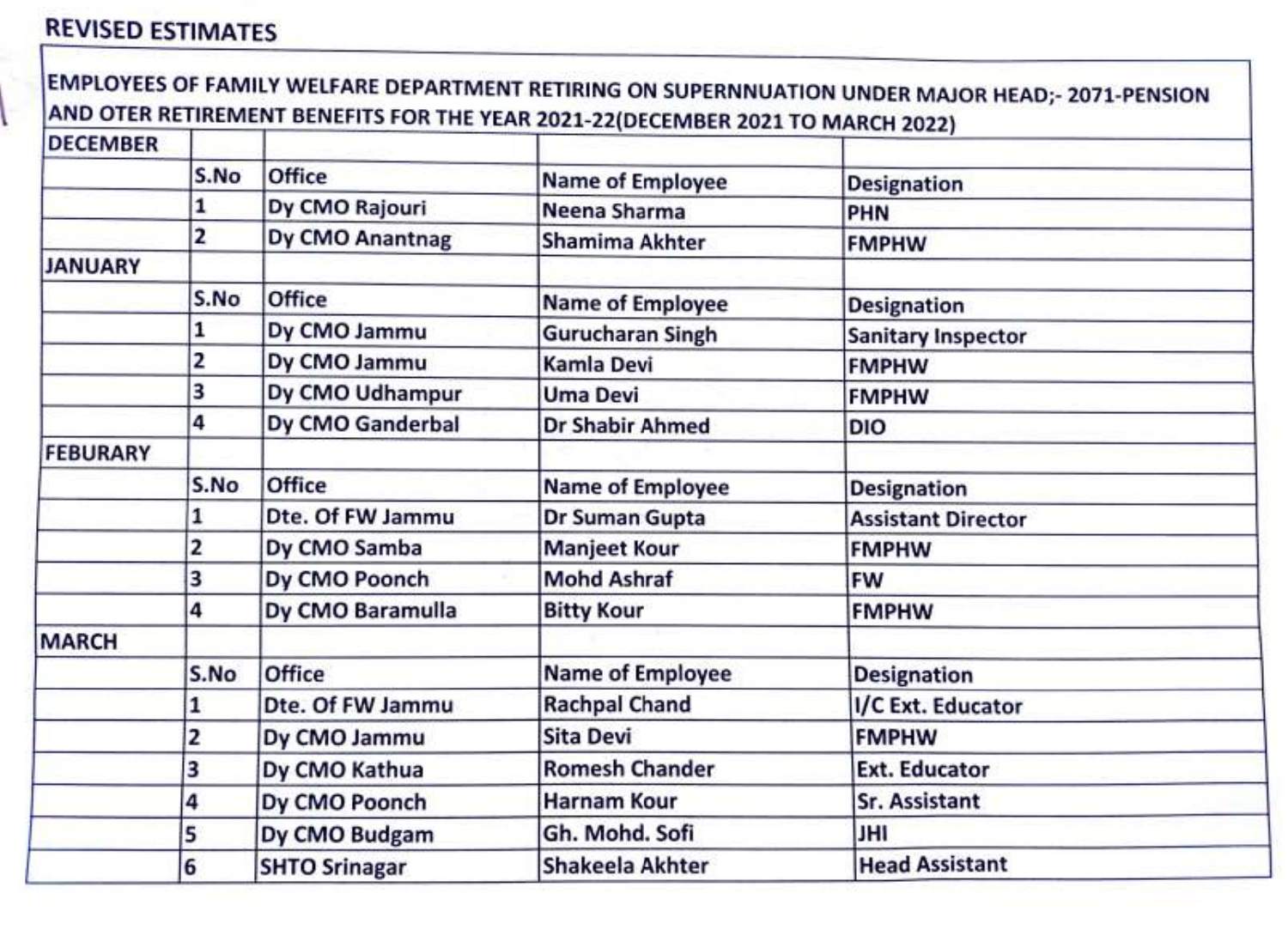## REVISED ESTIMATES

| EMPLOYEES OF FAMILY WELFARE DEPARTMENT RETIRING ON SUPERNNUATION UNDER MAJOR HEAD;- 2071-PENSION AND OTER RETIREMENT BENEFITS FOR THE YEAR 2021-22(DECEMBER 2021 TO MARCH 2022) | | | | |
|---|---|---|---|---|
| DECEMBER | | | | |
| | S.No | Office | Name of Employee | Designation |
| | 1 | Dy CMO Rajouri | Neena Sharma | PHN |
| | 2 | Dy CMO Anantnag | Shamima Akhter | FMPHW |
| JANUARY | | | | |
| | S.No | Office | Name of Employee | Designation |
| | 1 | Dy CMO Jammu | Gurucharan Singh | Sanitary Inspector |
| | 2 | Dy CMO Jammu | Kamla Devi | FMPHW |
| | 3 | Dy CMO Udhampur | Uma Devi | FMPHW |
| | 4 | Dy CMO Ganderbal | Dr Shabir Ahmed | DIO |
| FEBURARY | | | | |
| | S.No | Office | Name of Employee | Designation |
| | 1 | Dte. Of FW Jammu | Dr Suman Gupta | Assistant Director |
| | 2 | Dy CMO Samba | Manjeet Kour | FMPHW |
| | 3 | Dy CMO Poonch | Mohd Ashraf | FW |
| | 4 | Dy CMO Baramulla | Bitty Kour | FMPHW |
| MARCH | | | | |
| | S.No | Office | Name of Employee | Designation |
| | 1 | Dte. Of FW Jammu | Rachpal Chand | I/C Ext. Educator |
| | 2 | Dy CMO Jammu | Sita Devi | FMPHW |
| | 3 | Dy CMO Kathua | Romesh Chander | Ext. Educator |
| | 4 | Dy CMO Poonch | Harnam Kour | Sr. Assistant |
| | 5 | Dy CMO Budgam | Gh. Mohd. Sofi | JHI |
| | 6 | SHTO Srinagar | Shakeela Akhter | Head Assistant |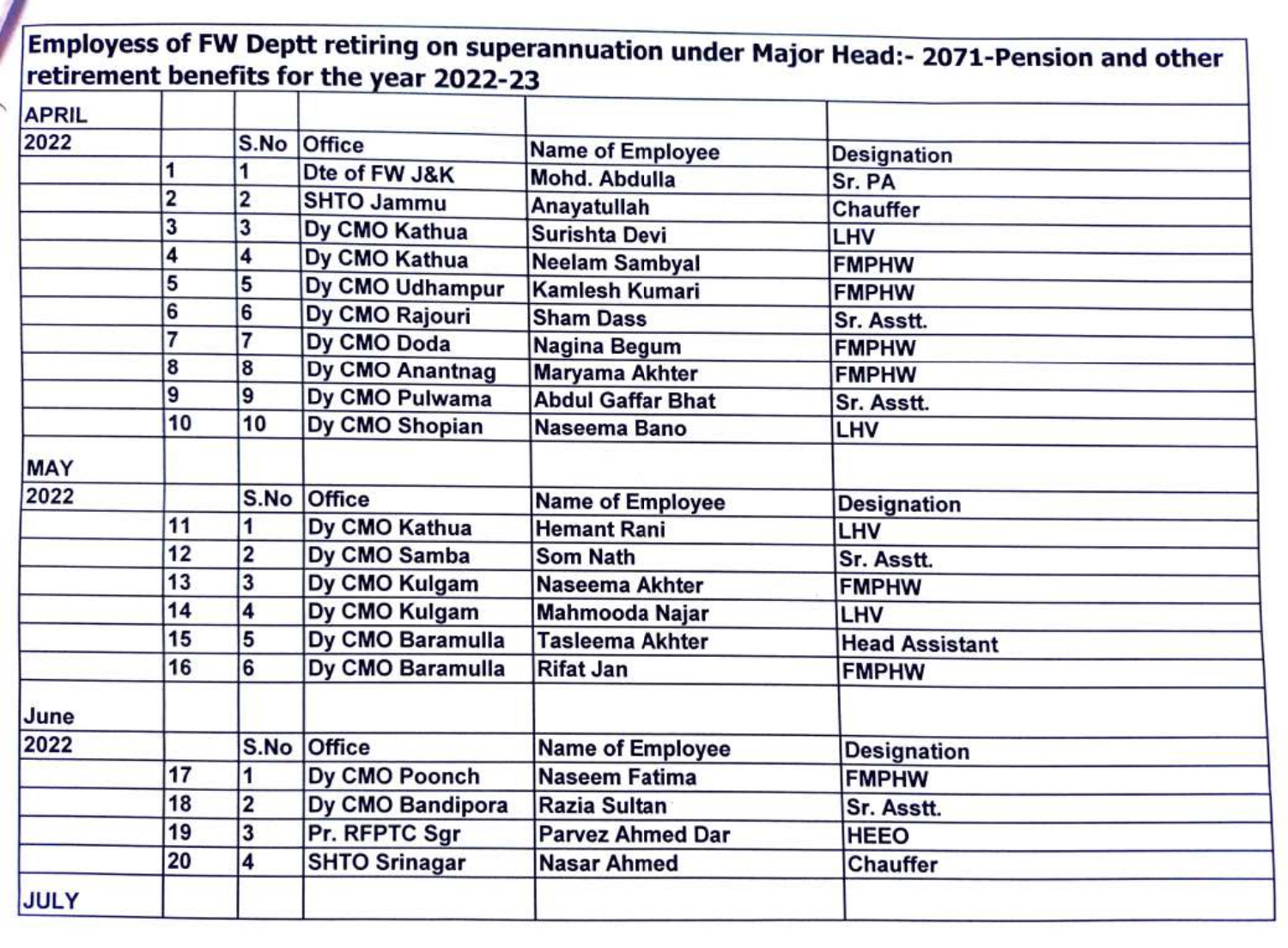## Employess of FW Deptt retiring on superannuation under Major Head:- 2071-Pension and other retirement benefits for the year 2022-23

| | | | | | |
|---|---|---|---|---|---|
| APRIL | | | | | |
| 2022 | | S.No | Office | Name of Employee | Designation |
| | 1 | 1 | Dte of FW J&K | Mohd. Abdulla | Sr. PA |
| | 2 | 2 | SHTO Jammu | Anayatullah | Chauffer |
| | 3 | 3 | Dy CMO Kathua | Surishta Devi | LHV |
| | 4 | 4 | Dy CMO Kathua | Neelam Sambyal | FMPHW |
| | 5 | 5 | Dy CMO Udhampur | Kamlesh Kumari | FMPHW |
| | 6 | 6 | Dy CMO Rajouri | Sham Dass | Sr. Asstt. |
| | 7 | 7 | Dy CMO Doda | Nagina Begum | FMPHW |
| | 8 | 8 | Dy CMO Anantnag | Maryama Akhter | FMPHW |
| | 9 | 9 | Dy CMO Pulwama | Abdul Gaffar Bhat | Sr. Asstt. |
| | 10 | 10 | Dy CMO Shopian | Naseema Bano | LHV |
| MAY | | | | | |
| 2022 | | S.No | Office | Name of Employee | Designation |
| | 11 | 1 | Dy CMO Kathua | Hemant Rani | LHV |
| | 12 | 2 | Dy CMO Samba | Som Nath | Sr. Asstt. |
| | 13 | 3 | Dy CMO Kulgam | Naseema Akhter | FMPHW |
| | 14 | 4 | Dy CMO Kulgam | Mahmooda Najar | LHV |
| | 15 | 5 | Dy CMO Baramulla | Tasleema Akhter | Head Assistant |
| | 16 | 6 | Dy CMO Baramulla | Rifat Jan | FMPHW |
| June | | | | | |
| 2022 | | S.No | Office | Name of Employee | Designation |
| | 17 | 1 | Dy CMO Poonch | Naseem Fatima | FMPHW |
| | 18 | 2 | Dy CMO Bandipora | Razia Sultan | Sr. Asstt. |
| | 19 | 3 | Pr. RFPTC Sgr | Parvez Ahmed Dar | HEEO |
| | 20 | 4 | SHTO Srinagar | Nasar Ahmed | Chauffer |
| JULY | | | | | |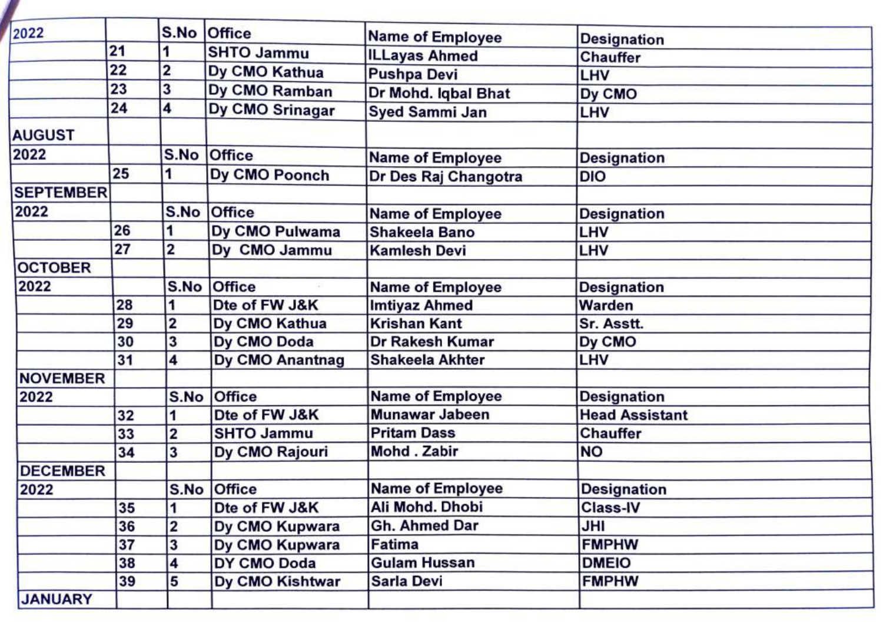| | | | | | |
|---|---|---|---|---|---|
| 2022 | | S.No | Office | Name of Employee | Designation |
| | 21 | 1 | SHTO Jammu | ILLayas Ahmed | Chauffer |
| | 22 | 2 | Dy CMO Kathua | Pushpa Devi | LHV |
| | 23 | 3 | Dy CMO Ramban | Dr Mohd. Iqbal Bhat | Dy CMO |
| | 24 | 4 | Dy CMO Srinagar | Syed Sammi Jan | LHV |
| AUGUST | | | | | |
| 2022 | | S.No | Office | Name of Employee | Designation |
| | 25 | 1 | Dy CMO Poonch | Dr Des Raj Changotra | DIO |
| SEPTEMBER | | | | | |
| 2022 | | S.No | Office | Name of Employee | Designation |
| | 26 | 1 | Dy CMO Pulwama | Shakeela Bano | LHV |
| | 27 | 2 | Dy CMO Jammu | Kamlesh Devi | LHV |
| OCTOBER | | | | | |
| 2022 | | S.No | Office | Name of Employee | Designation |
| | 28 | 1 | Dte of FW J&K | Imtiyaz Ahmed | Warden |
| | 29 | 2 | Dy CMO Kathua | Krishan Kant | Sr. Asstt. |
| | 30 | 3 | Dy CMO Doda | Dr Rakesh Kumar | Dy CMO |
| | 31 | 4 | Dy CMO Anantnag | Shakeela Akhter | LHV |
| NOVEMBER | | | | | |
| 2022 | | S.No | Office | Name of Employee | Designation |
| | 32 | 1 | Dte of FW J&K | Munawar Jabeen | Head Assistant |
| | 33 | 2 | SHTO Jammu | Pritam Dass | Chauffer |
| | 34 | 3 | Dy CMO Rajouri | Mohd . Zabir | NO |
| DECEMBER | | | | | |
| 2022 | | S.No | Office | Name of Employee | Designation |
| | 35 | 1 | Dte of FW J&K | Ali Mohd. Dhobi | Class-IV |
| | 36 | 2 | Dy CMO Kupwara | Gh. Ahmed Dar | JHI |
| | 37 | 3 | Dy CMO Kupwara | Fatima | FMPHW |
| | 38 | 4 | DY CMO Doda | Gulam Hussan | DMEIO |
| | 39 | 5 | Dy CMO Kishtwar | Sarla Devi | FMPHW |
| JANUARY | | | | | |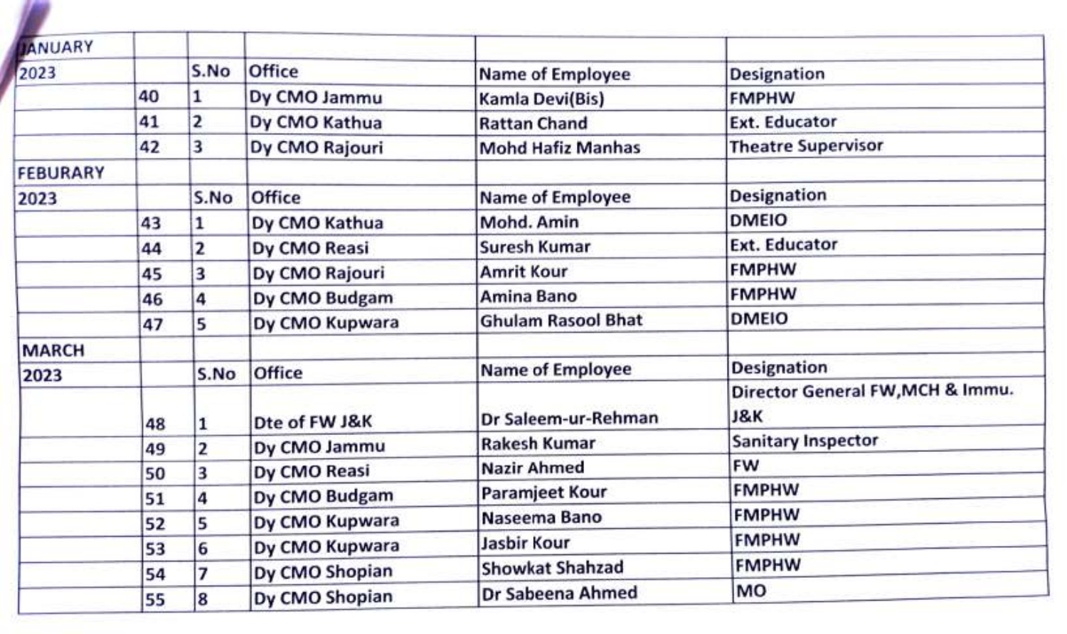| | | | | | |
|---|---|---|---|---|---|
| JANUARY | | | | | |
| 2023 | | S.No | Office | Name of Employee | Designation |
| | 40 | 1 | Dy CMO Jammu | Kamla Devi(Bis) | FMPHW |
| | 41 | 2 | Dy CMO Kathua | Rattan Chand | Ext. Educator |
| | 42 | 3 | Dy CMO Rajouri | Mohd Hafiz Manhas | Theatre Supervisor |
| FEBURARY | | | | | |
| 2023 | | S.No | Office | Name of Employee | Designation |
| | 43 | 1 | Dy CMO Kathua | Mohd. Amin | DMEIO |
| | 44 | 2 | Dy CMO Reasi | Suresh Kumar | Ext. Educator |
| | 45 | 3 | Dy CMO Rajouri | Amrit Kour | FMPHW |
| | 46 | 4 | Dy CMO Budgam | Amina Bano | FMPHW |
| | 47 | 5 | Dy CMO Kupwara | Ghulam Rasool Bhat | DMEIO |
| MARCH | | | | | |
| 2023 | | S.No | Office | Name of Employee | Designation |
| | 48 | 1 | Dte of FW J&K | Dr Saleem-ur-Rehman | Director General FW,MCH & Immu. J&K |
| | 49 | 2 | Dy CMO Jammu | Rakesh Kumar | Sanitary Inspector |
| | 50 | 3 | Dy CMO Reasi | Nazir Ahmed | FW |
| | 51 | 4 | Dy CMO Budgam | Paramjeet Kour | FMPHW |
| | 52 | 5 | Dy CMO Kupwara | Naseema Bano | FMPHW |
| | 53 | 6 | Dy CMO Kupwara | Jasbir Kour | FMPHW |
| | 54 | 7 | Dy CMO Shopian | Showkat Shahzad | FMPHW |
| | 55 | 8 | Dy CMO Shopian | Dr Sabeena Ahmed | MO |